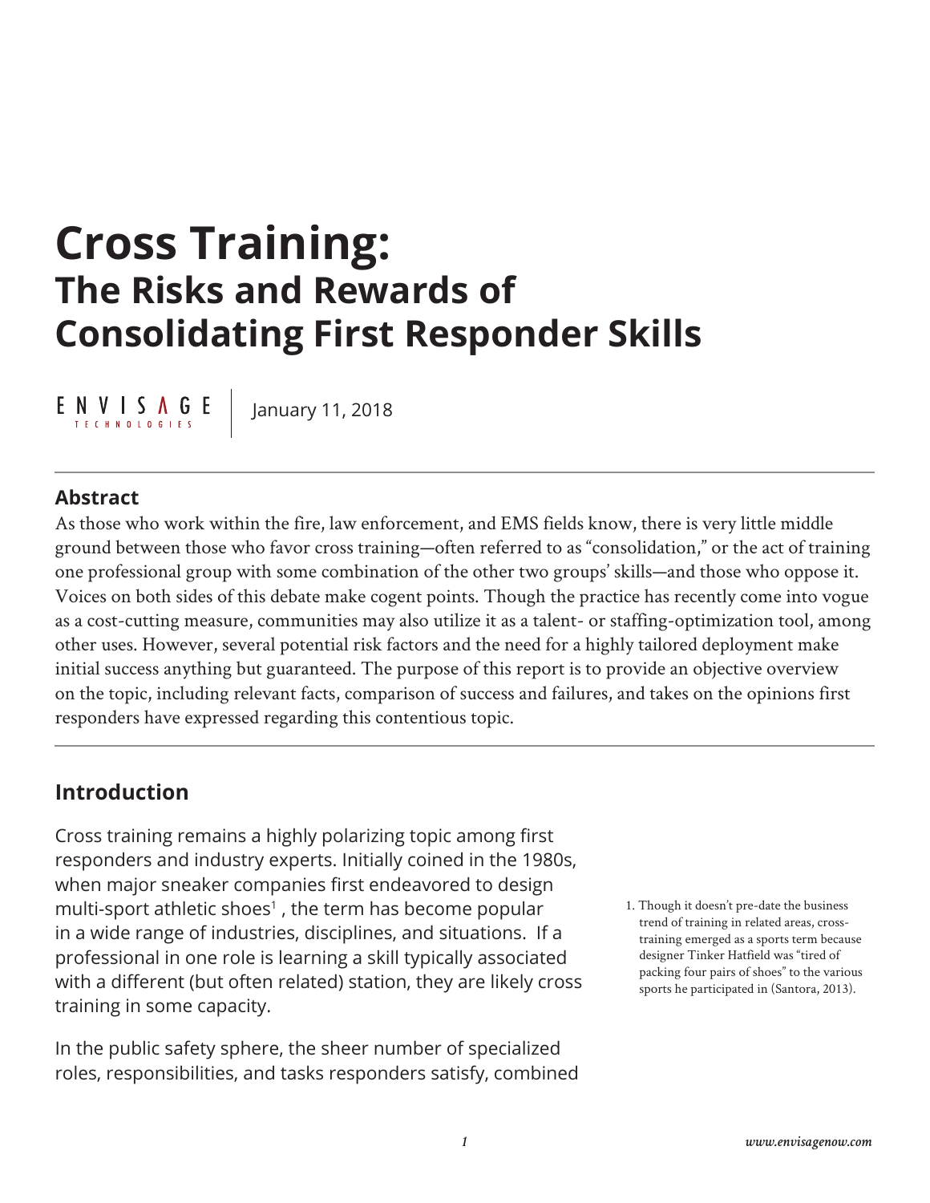# Cross Training:

## The Risks and Rewards of Consolidating First Responder Skills

ENVISAGE TECHNOLOGIES | January 11, 2018

### Abstract

As those who work within the fire, law enforcement, and EMS fields know, there is very little middle ground between those who favor cross training—often referred to as "consolidation," or the act of training one professional group with some combination of the other two groups' skills—and those who oppose it. Voices on both sides of this debate make cogent points. Though the practice has recently come into vogue as a cost-cutting measure, communities may also utilize it as a talent- or staffing-optimization tool, among other uses. However, several potential risk factors and the need for a highly tailored deployment make initial success anything but guaranteed. The purpose of this report is to provide an objective overview on the topic, including relevant facts, comparison of success and failures, and takes on the opinions first responders have expressed regarding this contentious topic.

## Introduction

Cross training remains a highly polarizing topic among first responders and industry experts. Initially coined in the 1980s, when major sneaker companies first endeavored to design multi-sport athletic shoes[1] , the term has become popular in a wide range of industries, disciplines, and situations. If a professional in one role is learning a skill typically associated with a different (but often related) station, they are likely cross training in some capacity.

In the public safety sphere, the sheer number of specialized roles, responsibilities, and tasks responders satisfy, combined

1. Though it doesn't pre-date the business trend of training in related areas, cross-training emerged as a sports term because designer Tinker Hatfield was "tired of packing four pairs of shoes" to the various sports he participated in (Santora, 2013).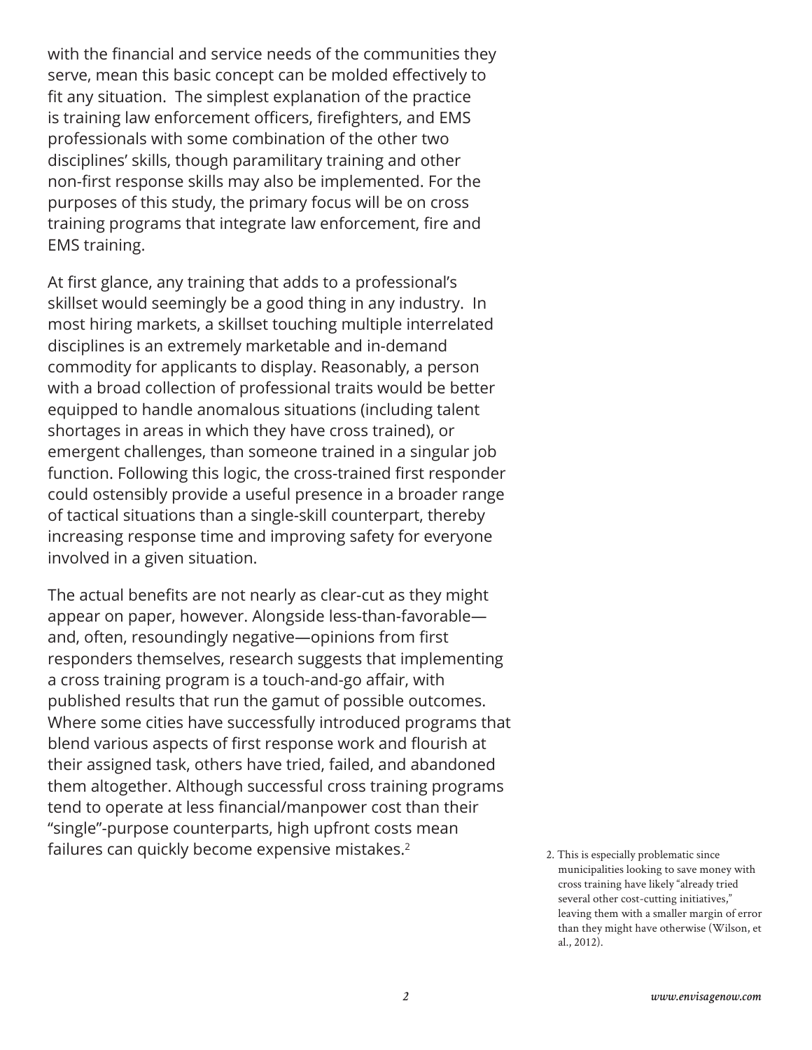with the financial and service needs of the communities they serve, mean this basic concept can be molded effectively to fit any situation. The simplest explanation of the practice is training law enforcement officers, firefighters, and EMS professionals with some combination of the other two disciplines' skills, though paramilitary training and other non-first response skills may also be implemented. For the purposes of this study, the primary focus will be on cross training programs that integrate law enforcement, fire and EMS training.

At first glance, any training that adds to a professional's skillset would seemingly be a good thing in any industry. In most hiring markets, a skillset touching multiple interrelated disciplines is an extremely marketable and in-demand commodity for applicants to display. Reasonably, a person with a broad collection of professional traits would be better equipped to handle anomalous situations (including talent shortages in areas in which they have cross trained), or emergent challenges, than someone trained in a singular job function. Following this logic, the cross-trained first responder could ostensibly provide a useful presence in a broader range of tactical situations than a single-skill counterpart, thereby increasing response time and improving safety for everyone involved in a given situation.

The actual benefits are not nearly as clear-cut as they might appear on paper, however. Alongside less-than-favorable—and, often, resoundingly negative—opinions from first responders themselves, research suggests that implementing a cross training program is a touch-and-go affair, with published results that run the gamut of possible outcomes. Where some cities have successfully introduced programs that blend various aspects of first response work and flourish at their assigned task, others have tried, failed, and abandoned them altogether. Although successful cross training programs tend to operate at less financial/manpower cost than their "single"-purpose counterparts, high upfront costs mean failures can quickly become expensive mistakes.[2]

2. This is especially problematic since municipalities looking to save money with cross training have likely "already tried several other cost-cutting initiatives," leaving them with a smaller margin of error than they might have otherwise (Wilson, et al., 2012).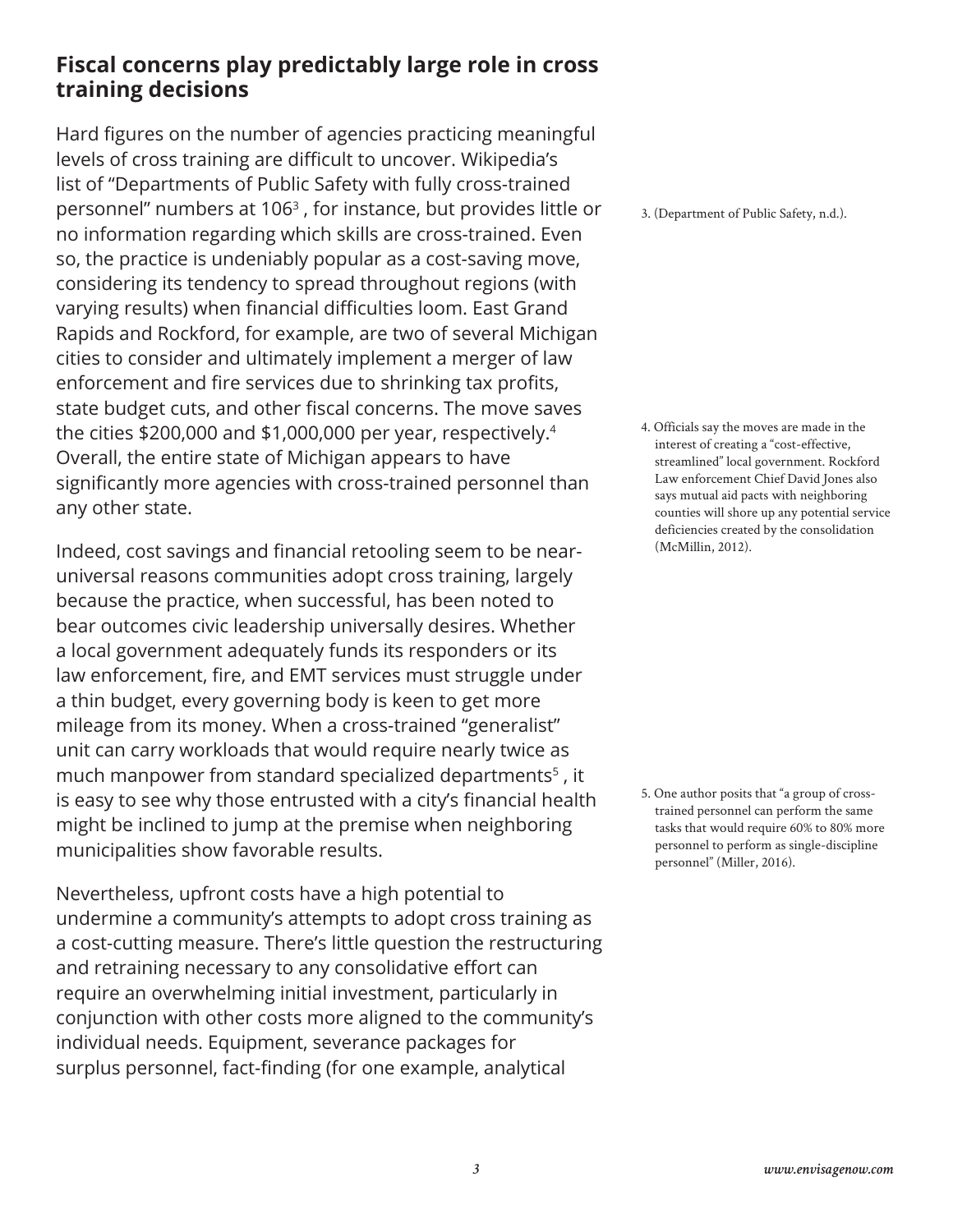## Fiscal concerns play predictably large role in cross training decisions

Hard figures on the number of agencies practicing meaningful levels of cross training are difficult to uncover. Wikipedia's list of "Departments of Public Safety with fully cross-trained personnel" numbers at 106[3] , for instance, but provides little or no information regarding which skills are cross-trained. Even so, the practice is undeniably popular as a cost-saving move, considering its tendency to spread throughout regions (with varying results) when financial difficulties loom. East Grand Rapids and Rockford, for example, are two of several Michigan cities to consider and ultimately implement a merger of law enforcement and fire services due to shrinking tax profits, state budget cuts, and other fiscal concerns. The move saves the cities $200,000 and $1,000,000 per year, respectively.[4] Overall, the entire state of Michigan appears to have significantly more agencies with cross-trained personnel than any other state.

Indeed, cost savings and financial retooling seem to be near-universal reasons communities adopt cross training, largely because the practice, when successful, has been noted to bear outcomes civic leadership universally desires. Whether a local government adequately funds its responders or its law enforcement, fire, and EMT services must struggle under a thin budget, every governing body is keen to get more mileage from its money. When a cross-trained "generalist" unit can carry workloads that would require nearly twice as much manpower from standard specialized departments[5] , it is easy to see why those entrusted with a city's financial health might be inclined to jump at the premise when neighboring municipalities show favorable results.

Nevertheless, upfront costs have a high potential to undermine a community's attempts to adopt cross training as a cost-cutting measure. There's little question the restructuring and retraining necessary to any consolidative effort can require an overwhelming initial investment, particularly in conjunction with other costs more aligned to the community's individual needs. Equipment, severance packages for surplus personnel, fact-finding (for one example, analytical

3. (Department of Public Safety, n.d.).

4. Officials say the moves are made in the interest of creating a "cost-effective, streamlined" local government. Rockford Law enforcement Chief David Jones also says mutual aid pacts with neighboring counties will shore up any potential service deficiencies created by the consolidation (McMillin, 2012).

5. One author posits that "a group of cross-trained personnel can perform the same tasks that would require 60% to 80% more personnel to perform as single-discipline personnel" (Miller, 2016).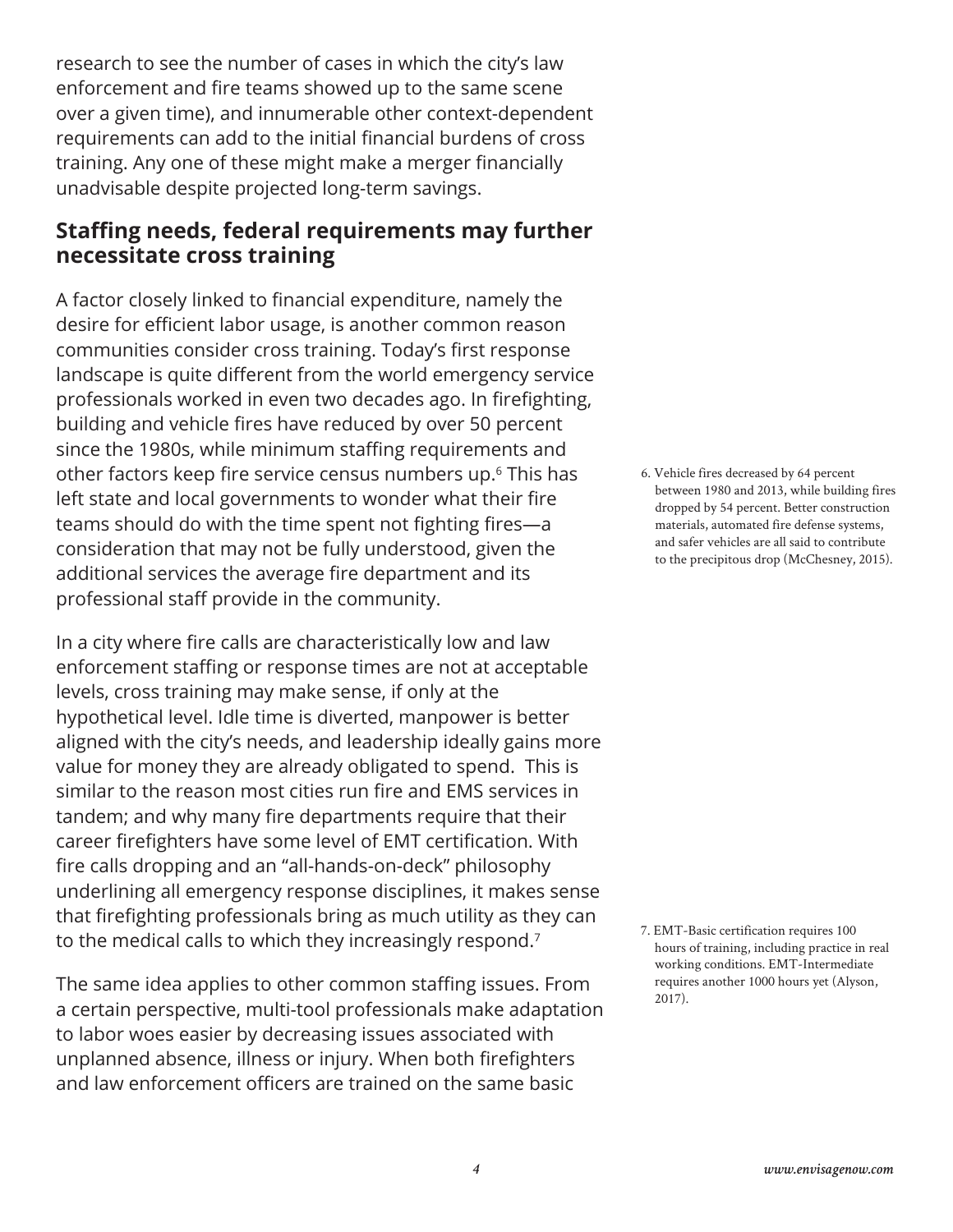research to see the number of cases in which the city's law enforcement and fire teams showed up to the same scene over a given time), and innumerable other context-dependent requirements can add to the initial financial burdens of cross training. Any one of these might make a merger financially unadvisable despite projected long-term savings.

## Staffing needs, federal requirements may further necessitate cross training

A factor closely linked to financial expenditure, namely the desire for efficient labor usage, is another common reason communities consider cross training. Today's first response landscape is quite different from the world emergency service professionals worked in even two decades ago. In firefighting, building and vehicle fires have reduced by over 50 percent since the 1980s, while minimum staffing requirements and other factors keep fire service census numbers up.[6] This has left state and local governments to wonder what their fire teams should do with the time spent not fighting fires—a consideration that may not be fully understood, given the additional services the average fire department and its professional staff provide in the community.

In a city where fire calls are characteristically low and law enforcement staffing or response times are not at acceptable levels, cross training may make sense, if only at the hypothetical level. Idle time is diverted, manpower is better aligned with the city's needs, and leadership ideally gains more value for money they are already obligated to spend. This is similar to the reason most cities run fire and EMS services in tandem; and why many fire departments require that their career firefighters have some level of EMT certification. With fire calls dropping and an "all-hands-on-deck" philosophy underlining all emergency response disciplines, it makes sense that firefighting professionals bring as much utility as they can to the medical calls to which they increasingly respond.[7]

The same idea applies to other common staffing issues. From a certain perspective, multi-tool professionals make adaptation to labor woes easier by decreasing issues associated with unplanned absence, illness or injury. When both firefighters and law enforcement officers are trained on the same basic

6. Vehicle fires decreased by 64 percent between 1980 and 2013, while building fires dropped by 54 percent. Better construction materials, automated fire defense systems, and safer vehicles are all said to contribute to the precipitous drop (McChesney, 2015).

7. EMT-Basic certification requires 100 hours of training, including practice in real working conditions. EMT-Intermediate requires another 1000 hours yet (Alyson, 2017).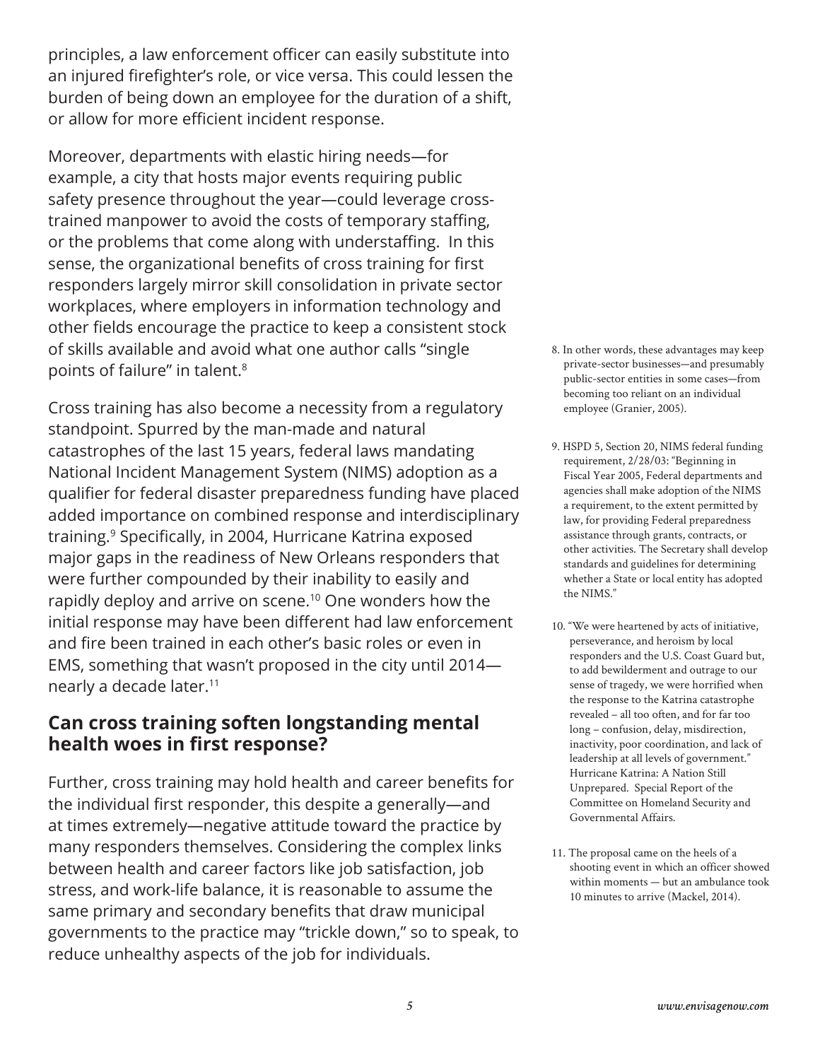principles, a law enforcement officer can easily substitute into an injured firefighter's role, or vice versa. This could lessen the burden of being down an employee for the duration of a shift, or allow for more efficient incident response.

Moreover, departments with elastic hiring needs—for example, a city that hosts major events requiring public safety presence throughout the year—could leverage cross-trained manpower to avoid the costs of temporary staffing, or the problems that come along with understaffing. In this sense, the organizational benefits of cross training for first responders largely mirror skill consolidation in private sector workplaces, where employers in information technology and other fields encourage the practice to keep a consistent stock of skills available and avoid what one author calls "single points of failure" in talent.[8]

Cross training has also become a necessity from a regulatory standpoint. Spurred by the man-made and natural catastrophes of the last 15 years, federal laws mandating National Incident Management System (NIMS) adoption as a qualifier for federal disaster preparedness funding have placed added importance on combined response and interdisciplinary training.[9] Specifically, in 2004, Hurricane Katrina exposed major gaps in the readiness of New Orleans responders that were further compounded by their inability to easily and rapidly deploy and arrive on scene.[10] One wonders how the initial response may have been different had law enforcement and fire been trained in each other's basic roles or even in EMS, something that wasn't proposed in the city until 2014—nearly a decade later.[11]

## Can cross training soften longstanding mental health woes in first response?

Further, cross training may hold health and career benefits for the individual first responder, this despite a generally—and at times extremely—negative attitude toward the practice by many responders themselves. Considering the complex links between health and career factors like job satisfaction, job stress, and work-life balance, it is reasonable to assume the same primary and secondary benefits that draw municipal governments to the practice may "trickle down," so to speak, to reduce unhealthy aspects of the job for individuals.

8. In other words, these advantages may keep private-sector businesses—and presumably public-sector entities in some cases—from becoming too reliant on an individual employee (Granier, 2005).

9. HSPD 5, Section 20, NIMS federal funding requirement, 2/28/03: "Beginning in Fiscal Year 2005, Federal departments and agencies shall make adoption of the NIMS a requirement, to the extent permitted by law, for providing Federal preparedness assistance through grants, contracts, or other activities. The Secretary shall develop standards and guidelines for determining whether a State or local entity has adopted the NIMS."

10. "We were heartened by acts of initiative, perseverance, and heroism by local responders and the U.S. Coast Guard but, to add bewilderment and outrage to our sense of tragedy, we were horrified when the response to the Katrina catastrophe revealed – all too often, and for far too long – confusion, delay, misdirection, inactivity, poor coordination, and lack of leadership at all levels of government." Hurricane Katrina: A Nation Still Unprepared. Special Report of the Committee on Homeland Security and Governmental Affairs.

11. The proposal came on the heels of a shooting event in which an officer showed within moments — but an ambulance took 10 minutes to arrive (Mackel, 2014).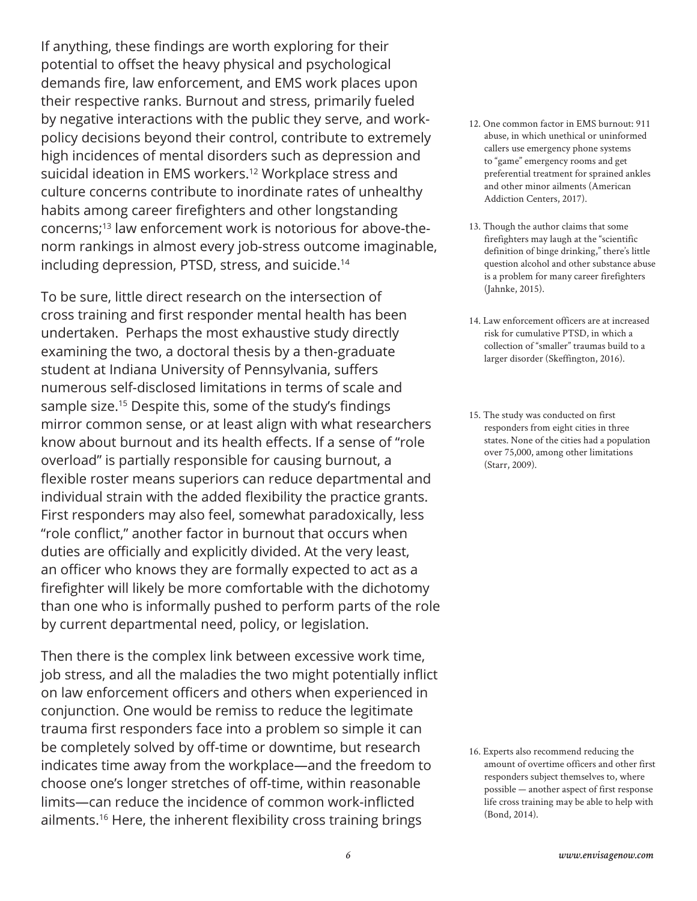If anything, these findings are worth exploring for their potential to offset the heavy physical and psychological demands fire, law enforcement, and EMS work places upon their respective ranks. Burnout and stress, primarily fueled by negative interactions with the public they serve, and work-policy decisions beyond their control, contribute to extremely high incidences of mental disorders such as depression and suicidal ideation in EMS workers.[12] Workplace stress and culture concerns contribute to inordinate rates of unhealthy habits among career firefighters and other longstanding concerns;[13] law enforcement work is notorious for above-the-norm rankings in almost every job-stress outcome imaginable, including depression, PTSD, stress, and suicide.[14]

To be sure, little direct research on the intersection of cross training and first responder mental health has been undertaken. Perhaps the most exhaustive study directly examining the two, a doctoral thesis by a then-graduate student at Indiana University of Pennsylvania, suffers numerous self-disclosed limitations in terms of scale and sample size.[15] Despite this, some of the study's findings mirror common sense, or at least align with what researchers know about burnout and its health effects. If a sense of "role overload" is partially responsible for causing burnout, a flexible roster means superiors can reduce departmental and individual strain with the added flexibility the practice grants. First responders may also feel, somewhat paradoxically, less "role conflict," another factor in burnout that occurs when duties are officially and explicitly divided. At the very least, an officer who knows they are formally expected to act as a firefighter will likely be more comfortable with the dichotomy than one who is informally pushed to perform parts of the role by current departmental need, policy, or legislation.

Then there is the complex link between excessive work time, job stress, and all the maladies the two might potentially inflict on law enforcement officers and others when experienced in conjunction. One would be remiss to reduce the legitimate trauma first responders face into a problem so simple it can be completely solved by off-time or downtime, but research indicates time away from the workplace—and the freedom to choose one's longer stretches of off-time, within reasonable limits—can reduce the incidence of common work-inflicted ailments.[16] Here, the inherent flexibility cross training brings

12. One common factor in EMS burnout: 911 abuse, in which unethical or uninformed callers use emergency phone systems to "game" emergency rooms and get preferential treatment for sprained ankles and other minor ailments (American Addiction Centers, 2017).

13. Though the author claims that some firefighters may laugh at the "scientific definition of binge drinking," there's little question alcohol and other substance abuse is a problem for many career firefighters (Jahnke, 2015).

14. Law enforcement officers are at increased risk for cumulative PTSD, in which a collection of "smaller" traumas build to a larger disorder (Skeffington, 2016).

15. The study was conducted on first responders from eight cities in three states. None of the cities had a population over 75,000, among other limitations (Starr, 2009).

16. Experts also recommend reducing the amount of overtime officers and other first responders subject themselves to, where possible — another aspect of first response life cross training may be able to help with (Bond, 2014).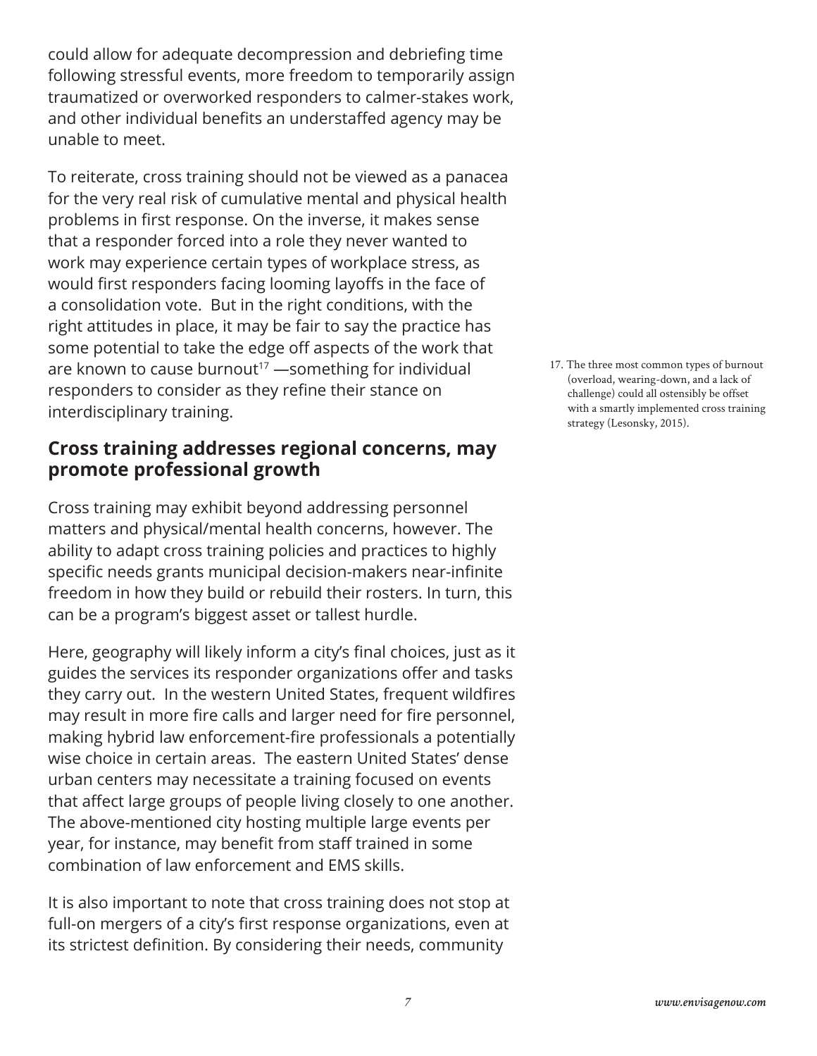could allow for adequate decompression and debriefing time following stressful events, more freedom to temporarily assign traumatized or overworked responders to calmer-stakes work, and other individual benefits an understaffed agency may be unable to meet.

To reiterate, cross training should not be viewed as a panacea for the very real risk of cumulative mental and physical health problems in first response. On the inverse, it makes sense that a responder forced into a role they never wanted to work may experience certain types of workplace stress, as would first responders facing looming layoffs in the face of a consolidation vote. But in the right conditions, with the right attitudes in place, it may be fair to say the practice has some potential to take the edge off aspects of the work that are known to cause burnout[17] —something for individual responders to consider as they refine their stance on interdisciplinary training.

17. The three most common types of burnout (overload, wearing-down, and a lack of challenge) could all ostensibly be offset with a smartly implemented cross training strategy (Lesonsky, 2015).

## Cross training addresses regional concerns, may promote professional growth

Cross training may exhibit beyond addressing personnel matters and physical/mental health concerns, however. The ability to adapt cross training policies and practices to highly specific needs grants municipal decision-makers near-infinite freedom in how they build or rebuild their rosters. In turn, this can be a program's biggest asset or tallest hurdle.

Here, geography will likely inform a city's final choices, just as it guides the services its responder organizations offer and tasks they carry out. In the western United States, frequent wildfires may result in more fire calls and larger need for fire personnel, making hybrid law enforcement-fire professionals a potentially wise choice in certain areas. The eastern United States' dense urban centers may necessitate a training focused on events that affect large groups of people living closely to one another. The above-mentioned city hosting multiple large events per year, for instance, may benefit from staff trained in some combination of law enforcement and EMS skills.

It is also important to note that cross training does not stop at full-on mergers of a city's first response organizations, even at its strictest definition. By considering their needs, community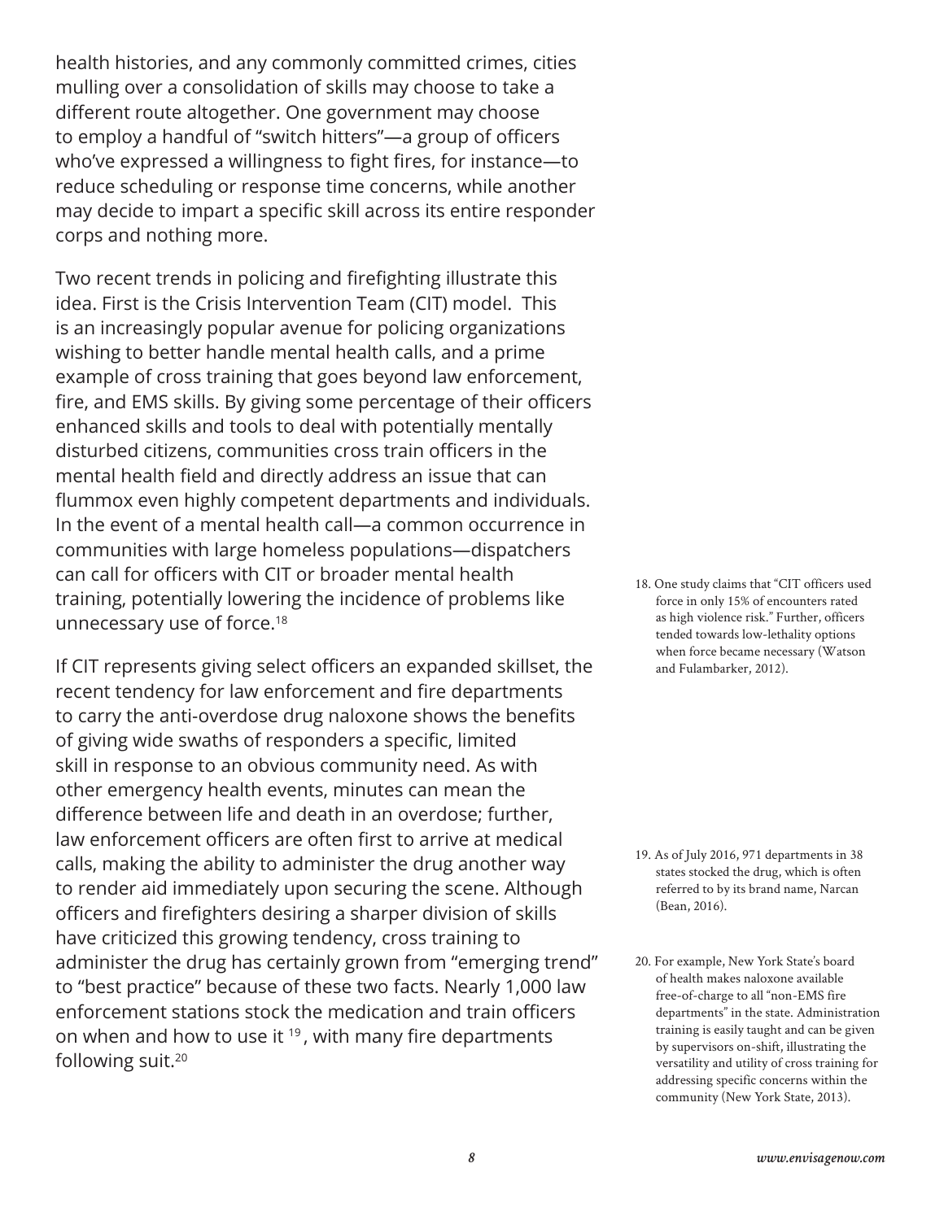health histories, and any commonly committed crimes, cities mulling over a consolidation of skills may choose to take a different route altogether. One government may choose to employ a handful of "switch hitters"—a group of officers who've expressed a willingness to fight fires, for instance—to reduce scheduling or response time concerns, while another may decide to impart a specific skill across its entire responder corps and nothing more.

Two recent trends in policing and firefighting illustrate this idea. First is the Crisis Intervention Team (CIT) model. This is an increasingly popular avenue for policing organizations wishing to better handle mental health calls, and a prime example of cross training that goes beyond law enforcement, fire, and EMS skills. By giving some percentage of their officers enhanced skills and tools to deal with potentially mentally disturbed citizens, communities cross train officers in the mental health field and directly address an issue that can flummox even highly competent departments and individuals. In the event of a mental health call—a common occurrence in communities with large homeless populations—dispatchers can call for officers with CIT or broader mental health training, potentially lowering the incidence of problems like unnecessary use of force.[18]

If CIT represents giving select officers an expanded skillset, the recent tendency for law enforcement and fire departments to carry the anti-overdose drug naloxone shows the benefits of giving wide swaths of responders a specific, limited skill in response to an obvious community need. As with other emergency health events, minutes can mean the difference between life and death in an overdose; further, law enforcement officers are often first to arrive at medical calls, making the ability to administer the drug another way to render aid immediately upon securing the scene. Although officers and firefighters desiring a sharper division of skills have criticized this growing tendency, cross training to administer the drug has certainly grown from "emerging trend" to "best practice" because of these two facts. Nearly 1,000 law enforcement stations stock the medication and train officers on when and how to use it [19], with many fire departments following suit.[20]

18. One study claims that "CIT officers used force in only 15% of encounters rated as high violence risk." Further, officers tended towards low-lethality options when force became necessary (Watson and Fulambarker, 2012).

19. As of July 2016, 971 departments in 38 states stocked the drug, which is often referred to by its brand name, Narcan (Bean, 2016).

20. For example, New York State's board of health makes naloxone available free-of-charge to all "non-EMS fire departments" in the state. Administration training is easily taught and can be given by supervisors on-shift, illustrating the versatility and utility of cross training for addressing specific concerns within the community (New York State, 2013).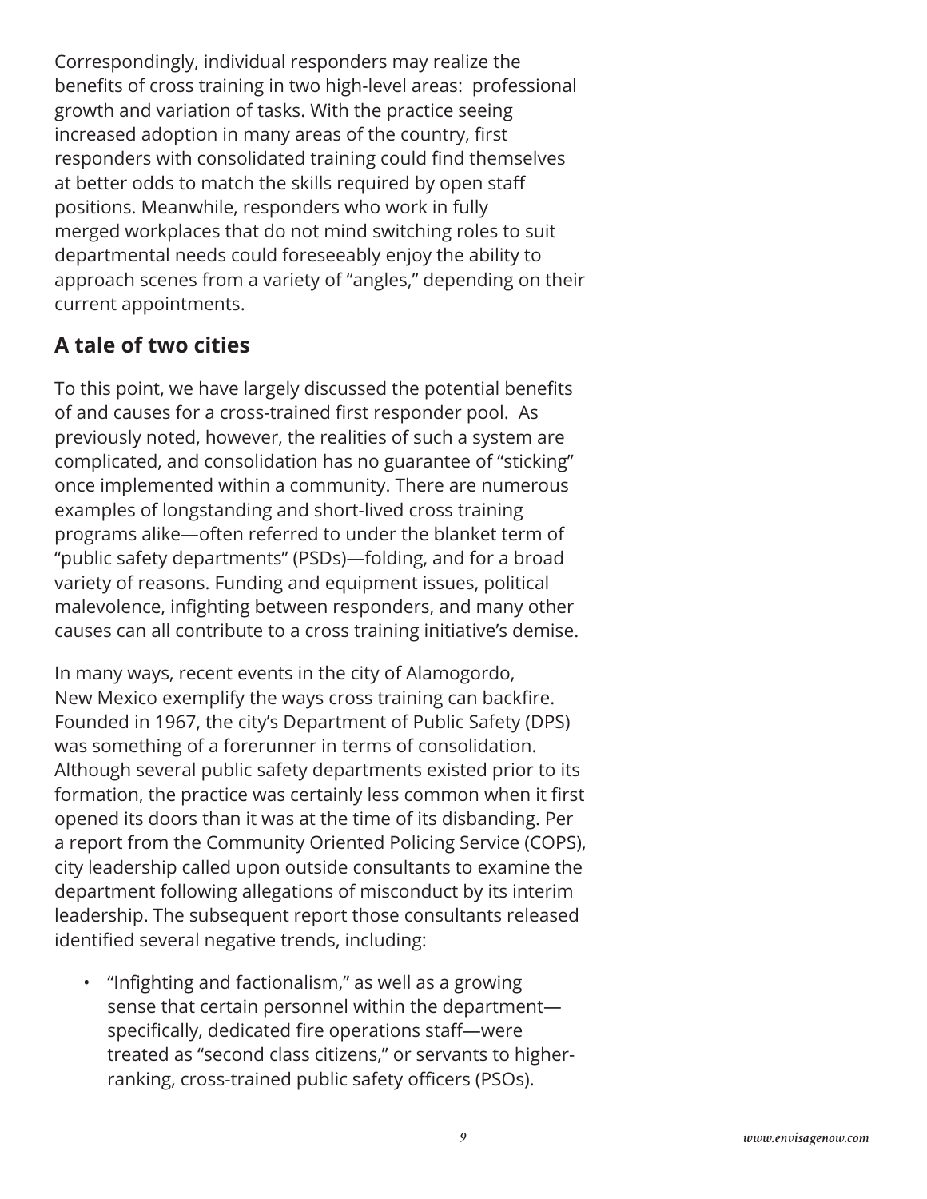Correspondingly, individual responders may realize the benefits of cross training in two high-level areas: professional growth and variation of tasks. With the practice seeing increased adoption in many areas of the country, first responders with consolidated training could find themselves at better odds to match the skills required by open staff positions. Meanwhile, responders who work in fully merged workplaces that do not mind switching roles to suit departmental needs could foreseeably enjoy the ability to approach scenes from a variety of "angles," depending on their current appointments.

## A tale of two cities

To this point, we have largely discussed the potential benefits of and causes for a cross-trained first responder pool. As previously noted, however, the realities of such a system are complicated, and consolidation has no guarantee of "sticking" once implemented within a community. There are numerous examples of longstanding and short-lived cross training programs alike—often referred to under the blanket term of "public safety departments" (PSDs)—folding, and for a broad variety of reasons. Funding and equipment issues, political malevolence, infighting between responders, and many other causes can all contribute to a cross training initiative's demise.

In many ways, recent events in the city of Alamogordo, New Mexico exemplify the ways cross training can backfire. Founded in 1967, the city's Department of Public Safety (DPS) was something of a forerunner in terms of consolidation. Although several public safety departments existed prior to its formation, the practice was certainly less common when it first opened its doors than it was at the time of its disbanding. Per a report from the Community Oriented Policing Service (COPS), city leadership called upon outside consultants to examine the department following allegations of misconduct by its interim leadership. The subsequent report those consultants released identified several negative trends, including:

- "Infighting and factionalism," as well as a growing sense that certain personnel within the department—specifically, dedicated fire operations staff—were treated as "second class citizens," or servants to higher-ranking, cross-trained public safety officers (PSOs).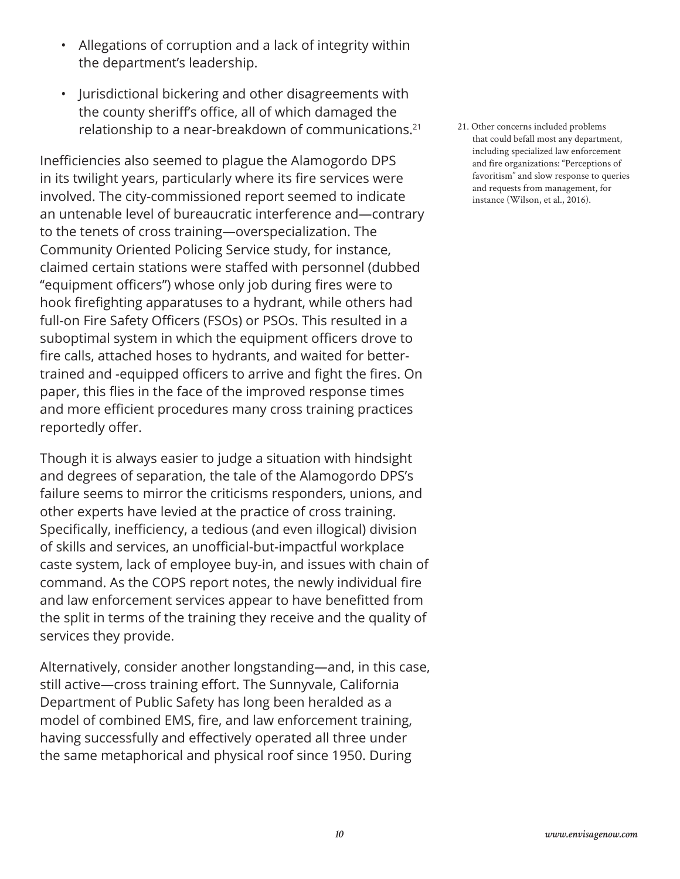- Allegations of corruption and a lack of integrity within the department's leadership.
- Jurisdictional bickering and other disagreements with the county sheriff's office, all of which damaged the relationship to a near-breakdown of communications.[21]

Inefficiencies also seemed to plague the Alamogordo DPS in its twilight years, particularly where its fire services were involved. The city-commissioned report seemed to indicate an untenable level of bureaucratic interference and—contrary to the tenets of cross training—overspecialization. The Community Oriented Policing Service study, for instance, claimed certain stations were staffed with personnel (dubbed "equipment officers") whose only job during fires were to hook firefighting apparatuses to a hydrant, while others had full-on Fire Safety Officers (FSOs) or PSOs. This resulted in a suboptimal system in which the equipment officers drove to fire calls, attached hoses to hydrants, and waited for better-trained and -equipped officers to arrive and fight the fires. On paper, this flies in the face of the improved response times and more efficient procedures many cross training practices reportedly offer.

Though it is always easier to judge a situation with hindsight and degrees of separation, the tale of the Alamogordo DPS's failure seems to mirror the criticisms responders, unions, and other experts have levied at the practice of cross training. Specifically, inefficiency, a tedious (and even illogical) division of skills and services, an unofficial-but-impactful workplace caste system, lack of employee buy-in, and issues with chain of command. As the COPS report notes, the newly individual fire and law enforcement services appear to have benefitted from the split in terms of the training they receive and the quality of services they provide.

Alternatively, consider another longstanding—and, in this case, still active—cross training effort. The Sunnyvale, California Department of Public Safety has long been heralded as a model of combined EMS, fire, and law enforcement training, having successfully and effectively operated all three under the same metaphorical and physical roof since 1950. During

21. Other concerns included problems that could befall most any department, including specialized law enforcement and fire organizations: "Perceptions of favoritism" and slow response to queries and requests from management, for instance (Wilson, et al., 2016).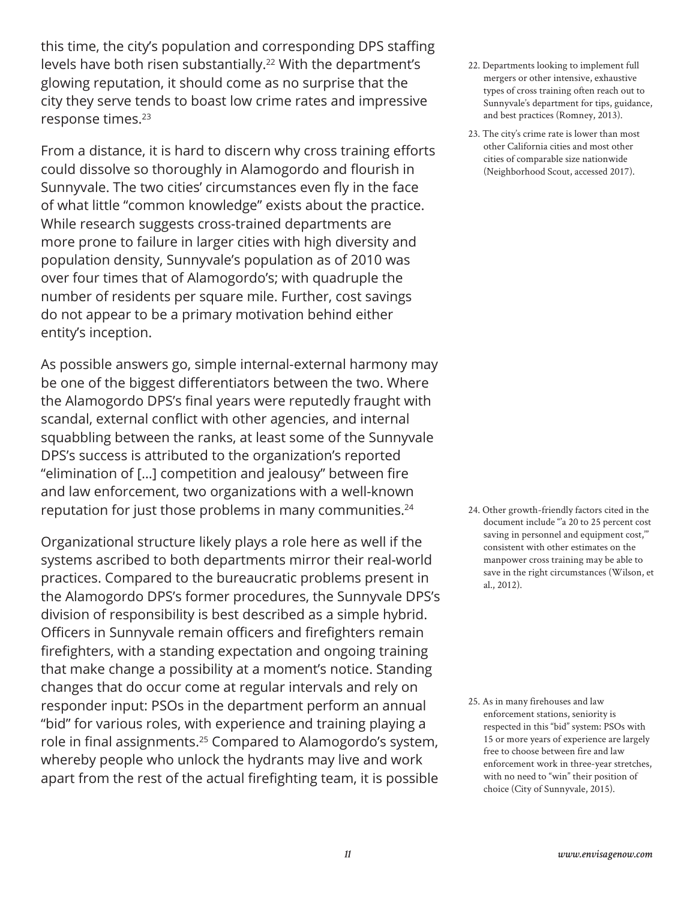this time, the city's population and corresponding DPS staffing levels have both risen substantially.[22] With the department's glowing reputation, it should come as no surprise that the city they serve tends to boast low crime rates and impressive response times.[23]

From a distance, it is hard to discern why cross training efforts could dissolve so thoroughly in Alamogordo and flourish in Sunnyvale. The two cities' circumstances even fly in the face of what little "common knowledge" exists about the practice. While research suggests cross-trained departments are more prone to failure in larger cities with high diversity and population density, Sunnyvale's population as of 2010 was over four times that of Alamogordo's; with quadruple the number of residents per square mile. Further, cost savings do not appear to be a primary motivation behind either entity's inception.

As possible answers go, simple internal-external harmony may be one of the biggest differentiators between the two. Where the Alamogordo DPS's final years were reputedly fraught with scandal, external conflict with other agencies, and internal squabbling between the ranks, at least some of the Sunnyvale DPS's success is attributed to the organization's reported "elimination of [...] competition and jealousy" between fire and law enforcement, two organizations with a well-known reputation for just those problems in many communities.[24]

Organizational structure likely plays a role here as well if the systems ascribed to both departments mirror their real-world practices. Compared to the bureaucratic problems present in the Alamogordo DPS's former procedures, the Sunnyvale DPS's division of responsibility is best described as a simple hybrid. Officers in Sunnyvale remain officers and firefighters remain firefighters, with a standing expectation and ongoing training that make change a possibility at a moment's notice. Standing changes that do occur come at regular intervals and rely on responder input: PSOs in the department perform an annual "bid" for various roles, with experience and training playing a role in final assignments.[25] Compared to Alamogordo's system, whereby people who unlock the hydrants may live and work apart from the rest of the actual firefighting team, it is possible

22. Departments looking to implement full mergers or other intensive, exhaustive types of cross training often reach out to Sunnyvale's department for tips, guidance, and best practices (Romney, 2013).

23. The city's crime rate is lower than most other California cities and most other cities of comparable size nationwide (Neighborhood Scout, accessed 2017).

24. Other growth-friendly factors cited in the document include "'a 20 to 25 percent cost saving in personnel and equipment cost,'" consistent with other estimates on the manpower cross training may be able to save in the right circumstances (Wilson, et al., 2012).

25. As in many firehouses and law enforcement stations, seniority is respected in this "bid" system: PSOs with 15 or more years of experience are largely free to choose between fire and law enforcement work in three-year stretches, with no need to "win" their position of choice (City of Sunnyvale, 2015).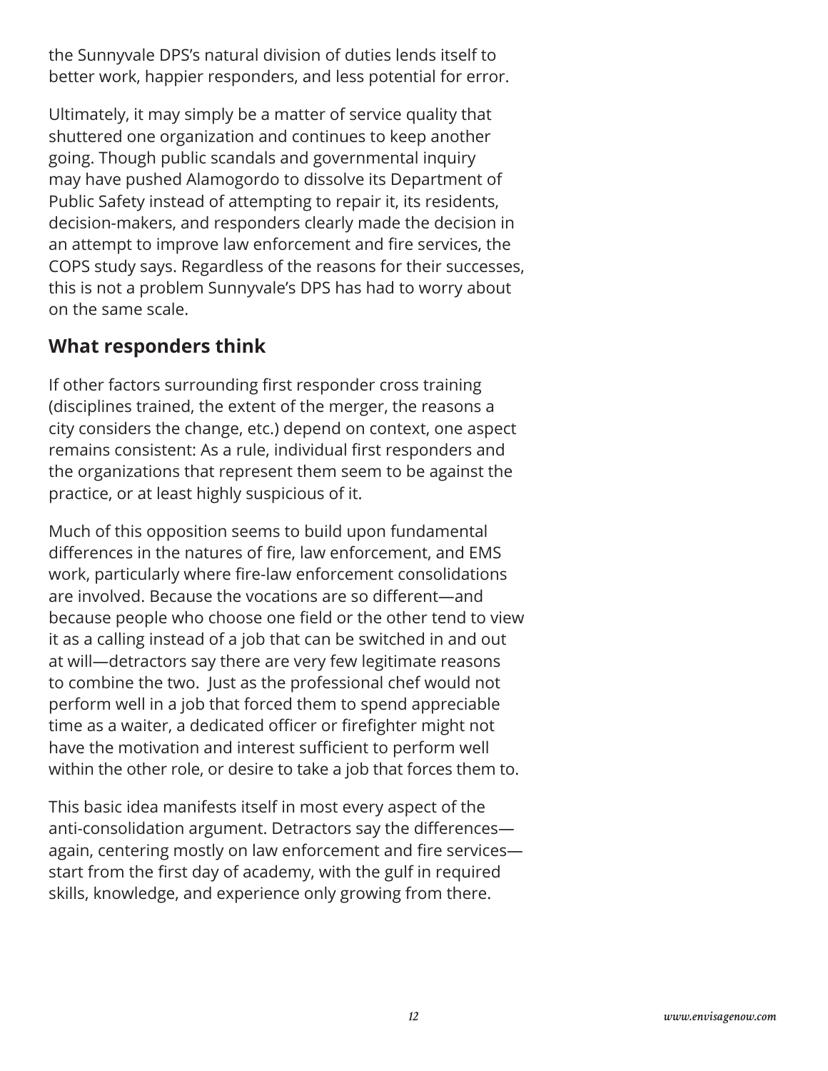the Sunnyvale DPS's natural division of duties lends itself to better work, happier responders, and less potential for error.

Ultimately, it may simply be a matter of service quality that shuttered one organization and continues to keep another going. Though public scandals and governmental inquiry may have pushed Alamogordo to dissolve its Department of Public Safety instead of attempting to repair it, its residents, decision-makers, and responders clearly made the decision in an attempt to improve law enforcement and fire services, the COPS study says. Regardless of the reasons for their successes, this is not a problem Sunnyvale's DPS has had to worry about on the same scale.

## What responders think

If other factors surrounding first responder cross training (disciplines trained, the extent of the merger, the reasons a city considers the change, etc.) depend on context, one aspect remains consistent: As a rule, individual first responders and the organizations that represent them seem to be against the practice, or at least highly suspicious of it.

Much of this opposition seems to build upon fundamental differences in the natures of fire, law enforcement, and EMS work, particularly where fire-law enforcement consolidations are involved. Because the vocations are so different—and because people who choose one field or the other tend to view it as a calling instead of a job that can be switched in and out at will—detractors say there are very few legitimate reasons to combine the two. Just as the professional chef would not perform well in a job that forced them to spend appreciable time as a waiter, a dedicated officer or firefighter might not have the motivation and interest sufficient to perform well within the other role, or desire to take a job that forces them to.

This basic idea manifests itself in most every aspect of the anti-consolidation argument. Detractors say the differences—again, centering mostly on law enforcement and fire services—start from the first day of academy, with the gulf in required skills, knowledge, and experience only growing from there.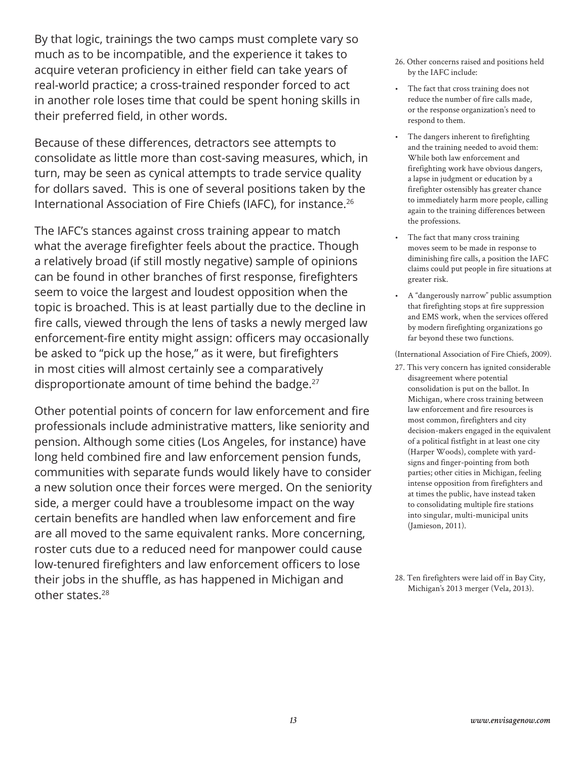By that logic, trainings the two camps must complete vary so much as to be incompatible, and the experience it takes to acquire veteran proficiency in either field can take years of real-world practice; a cross-trained responder forced to act in another role loses time that could be spent honing skills in their preferred field, in other words.

Because of these differences, detractors see attempts to consolidate as little more than cost-saving measures, which, in turn, may be seen as cynical attempts to trade service quality for dollars saved. This is one of several positions taken by the International Association of Fire Chiefs (IAFC), for instance.[26]

The IAFC's stances against cross training appear to match what the average firefighter feels about the practice. Though a relatively broad (if still mostly negative) sample of opinions can be found in other branches of first response, firefighters seem to voice the largest and loudest opposition when the topic is broached. This is at least partially due to the decline in fire calls, viewed through the lens of tasks a newly merged law enforcement-fire entity might assign: officers may occasionally be asked to "pick up the hose," as it were, but firefighters in most cities will almost certainly see a comparatively disproportionate amount of time behind the badge.[27]

Other potential points of concern for law enforcement and fire professionals include administrative matters, like seniority and pension. Although some cities (Los Angeles, for instance) have long held combined fire and law enforcement pension funds, communities with separate funds would likely have to consider a new solution once their forces were merged. On the seniority side, a merger could have a troublesome impact on the way certain benefits are handled when law enforcement and fire are all moved to the same equivalent ranks. More concerning, roster cuts due to a reduced need for manpower could cause low-tenured firefighters and law enforcement officers to lose their jobs in the shuffle, as has happened in Michigan and other states.[28]

26. Other concerns raised and positions held by the IAFC include:

- The fact that cross training does not reduce the number of fire calls made, or the response organization's need to respond to them.
- The dangers inherent to firefighting and the training needed to avoid them: While both law enforcement and firefighting work have obvious dangers, a lapse in judgment or education by a firefighter ostensibly has greater chance to immediately harm more people, calling again to the training differences between the professions.
- The fact that many cross training moves seem to be made in response to diminishing fire calls, a position the IAFC claims could put people in fire situations at greater risk.
- A "dangerously narrow" public assumption that firefighting stops at fire suppression and EMS work, when the services offered by modern firefighting organizations go far beyond these two functions.

(International Association of Fire Chiefs, 2009).

27. This very concern has ignited considerable disagreement where potential consolidation is put on the ballot. In Michigan, where cross training between law enforcement and fire resources is most common, firefighters and city decision-makers engaged in the equivalent of a political fistfight in at least one city (Harper Woods), complete with yard-signs and finger-pointing from both parties; other cities in Michigan, feeling intense opposition from firefighters and at times the public, have instead taken to consolidating multiple fire stations into singular, multi-municipal units (Jamieson, 2011).

28. Ten firefighters were laid off in Bay City, Michigan's 2013 merger (Vela, 2013).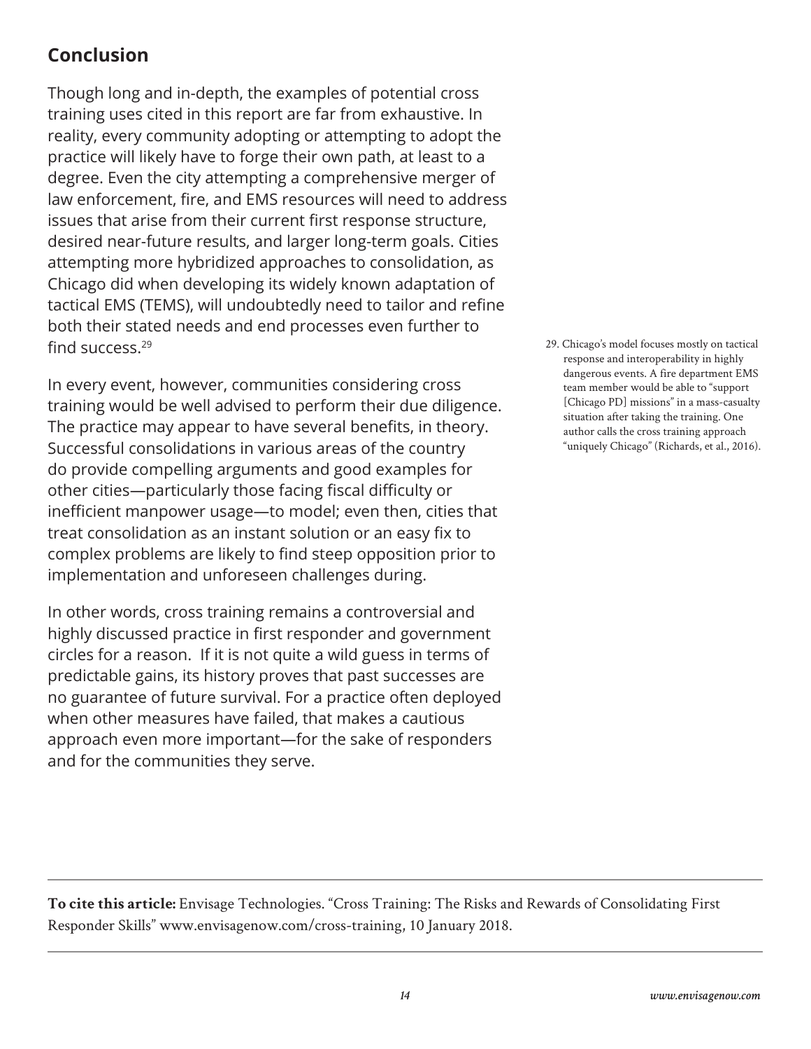## Conclusion

Though long and in-depth, the examples of potential cross training uses cited in this report are far from exhaustive. In reality, every community adopting or attempting to adopt the practice will likely have to forge their own path, at least to a degree. Even the city attempting a comprehensive merger of law enforcement, fire, and EMS resources will need to address issues that arise from their current first response structure, desired near-future results, and larger long-term goals. Cities attempting more hybridized approaches to consolidation, as Chicago did when developing its widely known adaptation of tactical EMS (TEMS), will undoubtedly need to tailor and refine both their stated needs and end processes even further to find success.[29]

In every event, however, communities considering cross training would be well advised to perform their due diligence. The practice may appear to have several benefits, in theory. Successful consolidations in various areas of the country do provide compelling arguments and good examples for other cities—particularly those facing fiscal difficulty or inefficient manpower usage—to model; even then, cities that treat consolidation as an instant solution or an easy fix to complex problems are likely to find steep opposition prior to implementation and unforeseen challenges during.

In other words, cross training remains a controversial and highly discussed practice in first responder and government circles for a reason. If it is not quite a wild guess in terms of predictable gains, its history proves that past successes are no guarantee of future survival. For a practice often deployed when other measures have failed, that makes a cautious approach even more important—for the sake of responders and for the communities they serve.

29. Chicago's model focuses mostly on tactical response and interoperability in highly dangerous events. A fire department EMS team member would be able to "support [Chicago PD] missions" in a mass-casualty situation after taking the training. One author calls the cross training approach "uniquely Chicago" (Richards, et al., 2016).

---

**To cite this article:** Envisage Technologies. "Cross Training: The Risks and Rewards of Consolidating First Responder Skills" www.envisagenow.com/cross-training, 10 January 2018.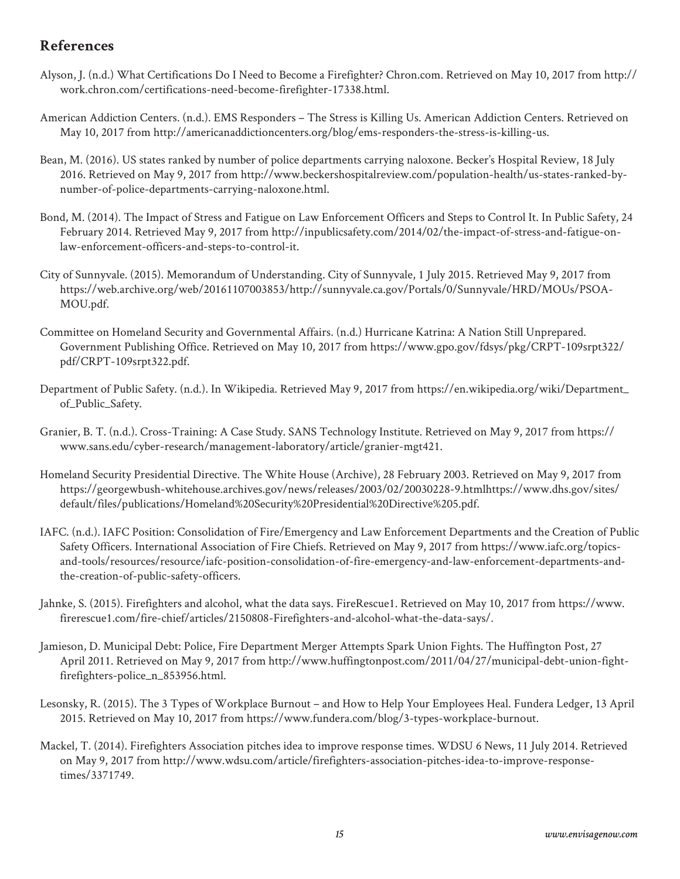## References

Alyson, J. (n.d.) What Certifications Do I Need to Become a Firefighter? Chron.com. Retrieved on May 10, 2017 from http://work.chron.com/certifications-need-become-firefighter-17338.html.

American Addiction Centers. (n.d.). EMS Responders – The Stress is Killing Us. American Addiction Centers. Retrieved on May 10, 2017 from http://americanaddictioncenters.org/blog/ems-responders-the-stress-is-killing-us.

Bean, M. (2016). US states ranked by number of police departments carrying naloxone. Becker's Hospital Review, 18 July 2016. Retrieved on May 9, 2017 from http://www.beckershospitalreview.com/population-health/us-states-ranked-by-number-of-police-departments-carrying-naloxone.html.

Bond, M. (2014). The Impact of Stress and Fatigue on Law Enforcement Officers and Steps to Control It. In Public Safety, 24 February 2014. Retrieved May 9, 2017 from http://inpublicsafety.com/2014/02/the-impact-of-stress-and-fatigue-on-law-enforcement-officers-and-steps-to-control-it.

City of Sunnyvale. (2015). Memorandum of Understanding. City of Sunnyvale, 1 July 2015. Retrieved May 9, 2017 from https://web.archive.org/web/20161107003853/http://sunnyvale.ca.gov/Portals/0/Sunnyvale/HRD/MOUs/PSOA-MOU.pdf.

Committee on Homeland Security and Governmental Affairs. (n.d.) Hurricane Katrina: A Nation Still Unprepared. Government Publishing Office. Retrieved on May 10, 2017 from https://www.gpo.gov/fdsys/pkg/CRPT-109srpt322/pdf/CRPT-109srpt322.pdf.

Department of Public Safety. (n.d.). In Wikipedia. Retrieved May 9, 2017 from https://en.wikipedia.org/wiki/Department_of_Public_Safety.

Granier, B. T. (n.d.). Cross-Training: A Case Study. SANS Technology Institute. Retrieved on May 9, 2017 from https://www.sans.edu/cyber-research/management-laboratory/article/granier-mgt421.

Homeland Security Presidential Directive. The White House (Archive), 28 February 2003. Retrieved on May 9, 2017 from https://georgewbush-whitehouse.archives.gov/news/releases/2003/02/20030228-9.htmlhttps://www.dhs.gov/sites/default/files/publications/Homeland%20Security%20Presidential%20Directive%205.pdf.

IAFC. (n.d.). IAFC Position: Consolidation of Fire/Emergency and Law Enforcement Departments and the Creation of Public Safety Officers. International Association of Fire Chiefs. Retrieved on May 9, 2017 from https://www.iafc.org/topics-and-tools/resources/resource/iafc-position-consolidation-of-fire-emergency-and-law-enforcement-departments-and-the-creation-of-public-safety-officers.

Jahnke, S. (2015). Firefighters and alcohol, what the data says. FireRescue1. Retrieved on May 10, 2017 from https://www.firerescue1.com/fire-chief/articles/2150808-Firefighters-and-alcohol-what-the-data-says/.

Jamieson, D. Municipal Debt: Police, Fire Department Merger Attempts Spark Union Fights. The Huffington Post, 27 April 2011. Retrieved on May 9, 2017 from http://www.huffingtonpost.com/2011/04/27/municipal-debt-union-fight-firefighters-police_n_853956.html.

Lesonsky, R. (2015). The 3 Types of Workplace Burnout – and How to Help Your Employees Heal. Fundera Ledger, 13 April 2015. Retrieved on May 10, 2017 from https://www.fundera.com/blog/3-types-workplace-burnout.

Mackel, T. (2014). Firefighters Association pitches idea to improve response times. WDSU 6 News, 11 July 2014. Retrieved on May 9, 2017 from http://www.wdsu.com/article/firefighters-association-pitches-idea-to-improve-response-times/3371749.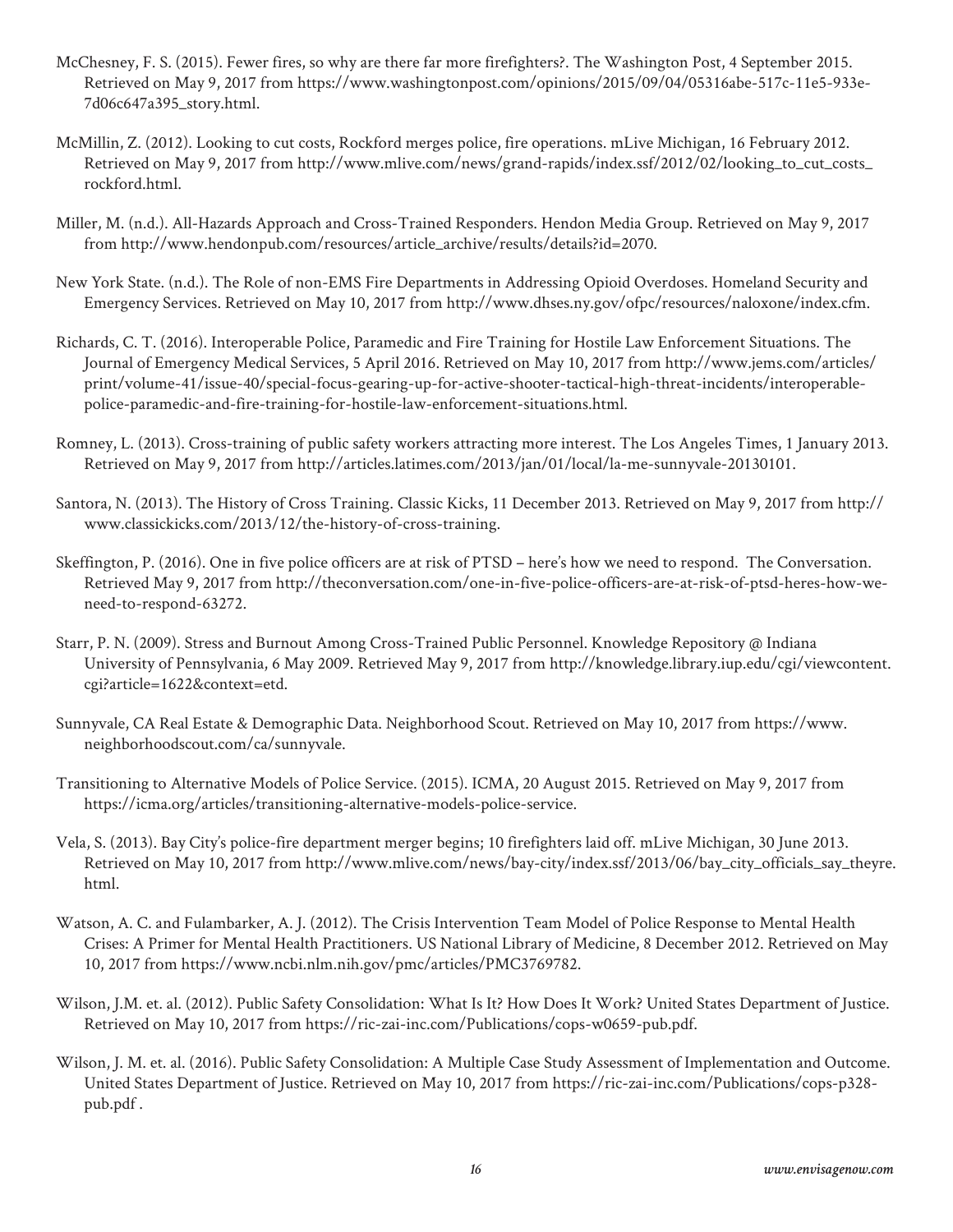McChesney, F. S. (2015). Fewer fires, so why are there far more firefighters?. The Washington Post, 4 September 2015. Retrieved on May 9, 2017 from https://www.washingtonpost.com/opinions/2015/09/04/05316abe-517c-11e5-933e-7d06c647a395_story.html.

McMillin, Z. (2012). Looking to cut costs, Rockford merges police, fire operations. mLive Michigan, 16 February 2012. Retrieved on May 9, 2017 from http://www.mlive.com/news/grand-rapids/index.ssf/2012/02/looking_to_cut_costs_rockford.html.

Miller, M. (n.d.). All-Hazards Approach and Cross-Trained Responders. Hendon Media Group. Retrieved on May 9, 2017 from http://www.hendonpub.com/resources/article_archive/results/details?id=2070.

New York State. (n.d.). The Role of non-EMS Fire Departments in Addressing Opioid Overdoses. Homeland Security and Emergency Services. Retrieved on May 10, 2017 from http://www.dhses.ny.gov/ofpc/resources/naloxone/index.cfm.

Richards, C. T. (2016). Interoperable Police, Paramedic and Fire Training for Hostile Law Enforcement Situations. The Journal of Emergency Medical Services, 5 April 2016. Retrieved on May 10, 2017 from http://www.jems.com/articles/print/volume-41/issue-40/special-focus-gearing-up-for-active-shooter-tactical-high-threat-incidents/interoperable-police-paramedic-and-fire-training-for-hostile-law-enforcement-situations.html.

Romney, L. (2013). Cross-training of public safety workers attracting more interest. The Los Angeles Times, 1 January 2013. Retrieved on May 9, 2017 from http://articles.latimes.com/2013/jan/01/local/la-me-sunnyvale-20130101.

Santora, N. (2013). The History of Cross Training. Classic Kicks, 11 December 2013. Retrieved on May 9, 2017 from http://www.classickicks.com/2013/12/the-history-of-cross-training.

Skeffington, P. (2016). One in five police officers are at risk of PTSD – here's how we need to respond. The Conversation. Retrieved May 9, 2017 from http://theconversation.com/one-in-five-police-officers-are-at-risk-of-ptsd-heres-how-we-need-to-respond-63272.

Starr, P. N. (2009). Stress and Burnout Among Cross-Trained Public Personnel. Knowledge Repository @ Indiana University of Pennsylvania, 6 May 2009. Retrieved May 9, 2017 from http://knowledge.library.iup.edu/cgi/viewcontent.cgi?article=1622&context=etd.

Sunnyvale, CA Real Estate & Demographic Data. Neighborhood Scout. Retrieved on May 10, 2017 from https://www.neighborhoodscout.com/ca/sunnyvale.

Transitioning to Alternative Models of Police Service. (2015). ICMA, 20 August 2015. Retrieved on May 9, 2017 from https://icma.org/articles/transitioning-alternative-models-police-service.

Vela, S. (2013). Bay City's police-fire department merger begins; 10 firefighters laid off. mLive Michigan, 30 June 2013. Retrieved on May 10, 2017 from http://www.mlive.com/news/bay-city/index.ssf/2013/06/bay_city_officials_say_theyre.html.

Watson, A. C. and Fulambarker, A. J. (2012). The Crisis Intervention Team Model of Police Response to Mental Health Crises: A Primer for Mental Health Practitioners. US National Library of Medicine, 8 December 2012. Retrieved on May 10, 2017 from https://www.ncbi.nlm.nih.gov/pmc/articles/PMC3769782.

Wilson, J.M. et. al. (2012). Public Safety Consolidation: What Is It? How Does It Work? United States Department of Justice. Retrieved on May 10, 2017 from https://ric-zai-inc.com/Publications/cops-w0659-pub.pdf.

Wilson, J. M. et. al. (2016). Public Safety Consolidation: A Multiple Case Study Assessment of Implementation and Outcome. United States Department of Justice. Retrieved on May 10, 2017 from https://ric-zai-inc.com/Publications/cops-p328-pub.pdf .